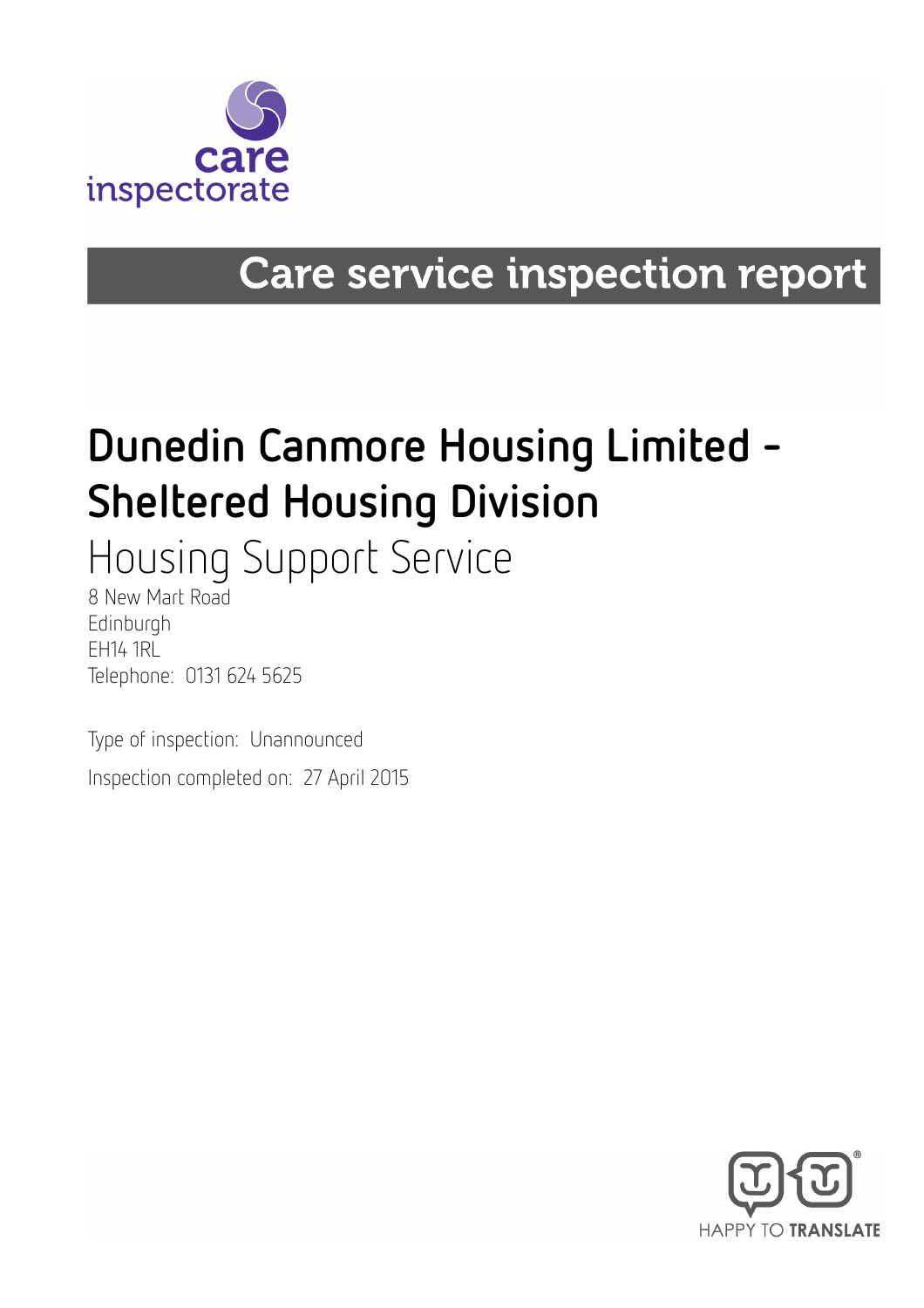care inspectorate

# Care service inspection report

# Dunedin Canmore Housing Limited - Sheltered Housing Division

## Housing Support Service

8 New Mart Road
Edinburgh
EH14 1RL
Telephone: 0131 624 5625

Type of inspection: Unannounced

Inspection completed on: 27 April 2015

HAPPY TO TRANSLATE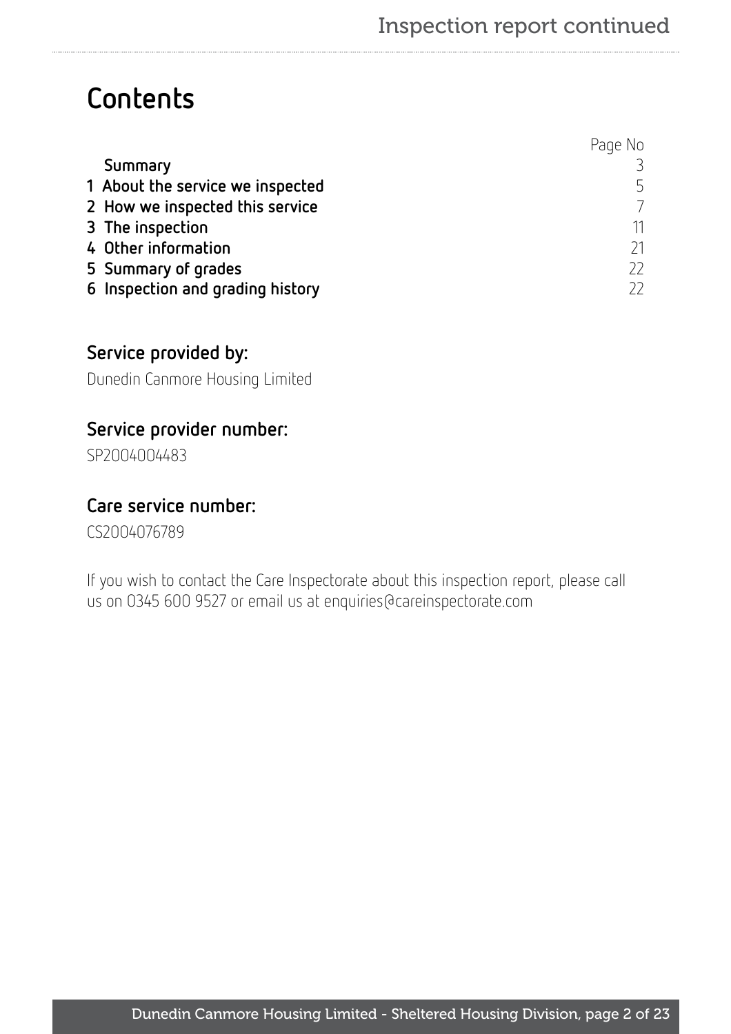# Contents

| | Page No |
|---|---|
| Summary | 3 |
| 1 About the service we inspected | 5 |
| 2 How we inspected this service | 7 |
| 3 The inspection | 11 |
| 4 Other information | 21 |
| 5 Summary of grades | 22 |
| 6 Inspection and grading history | 22 |

## Service provided by:

Dunedin Canmore Housing Limited

## Service provider number:

SP2004004483

## Care service number:

CS2004076789

If you wish to contact the Care Inspectorate about this inspection report, please call us on 0345 600 9527 or email us at enquiries@careinspectorate.com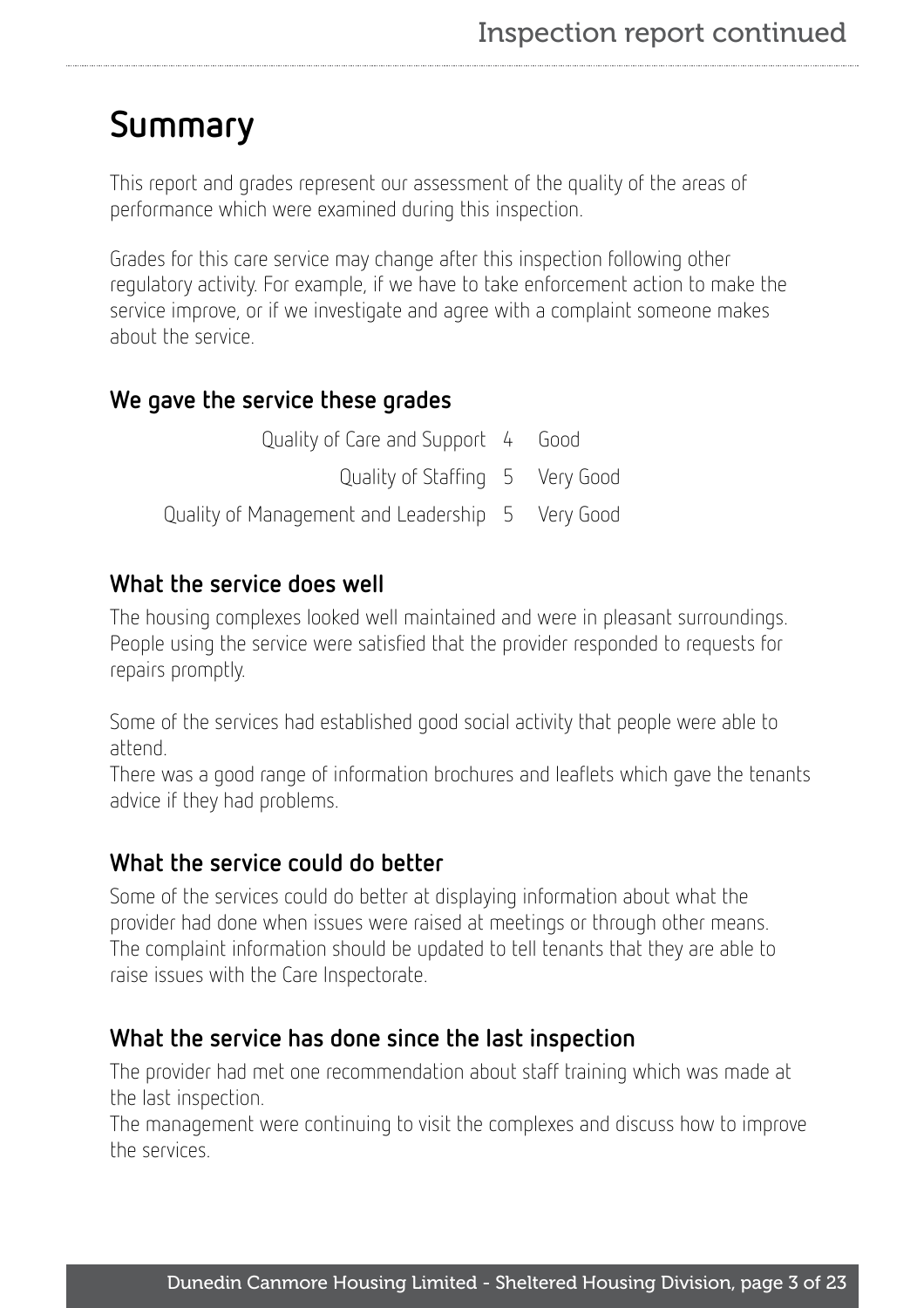# Summary

This report and grades represent our assessment of the quality of the areas of performance which were examined during this inspection.

Grades for this care service may change after this inspection following other regulatory activity. For example, if we have to take enforcement action to make the service improve, or if we investigate and agree with a complaint someone makes about the service.

## We gave the service these grades

| | | |
|---|---|---|
| Quality of Care and Support | 4 | Good |
| Quality of Staffing | 5 | Very Good |
| Quality of Management and Leadership | 5 | Very Good |

## What the service does well

The housing complexes looked well maintained and were in pleasant surroundings. People using the service were satisfied that the provider responded to requests for repairs promptly.

Some of the services had established good social activity that people were able to attend.
There was a good range of information brochures and leaflets which gave the tenants advice if they had problems.

## What the service could do better

Some of the services could do better at displaying information about what the provider had done when issues were raised at meetings or through other means.
The complaint information should be updated to tell tenants that they are able to raise issues with the Care Inspectorate.

## What the service has done since the last inspection

The provider had met one recommendation about staff training which was made at the last inspection.
The management were continuing to visit the complexes and discuss how to improve the services.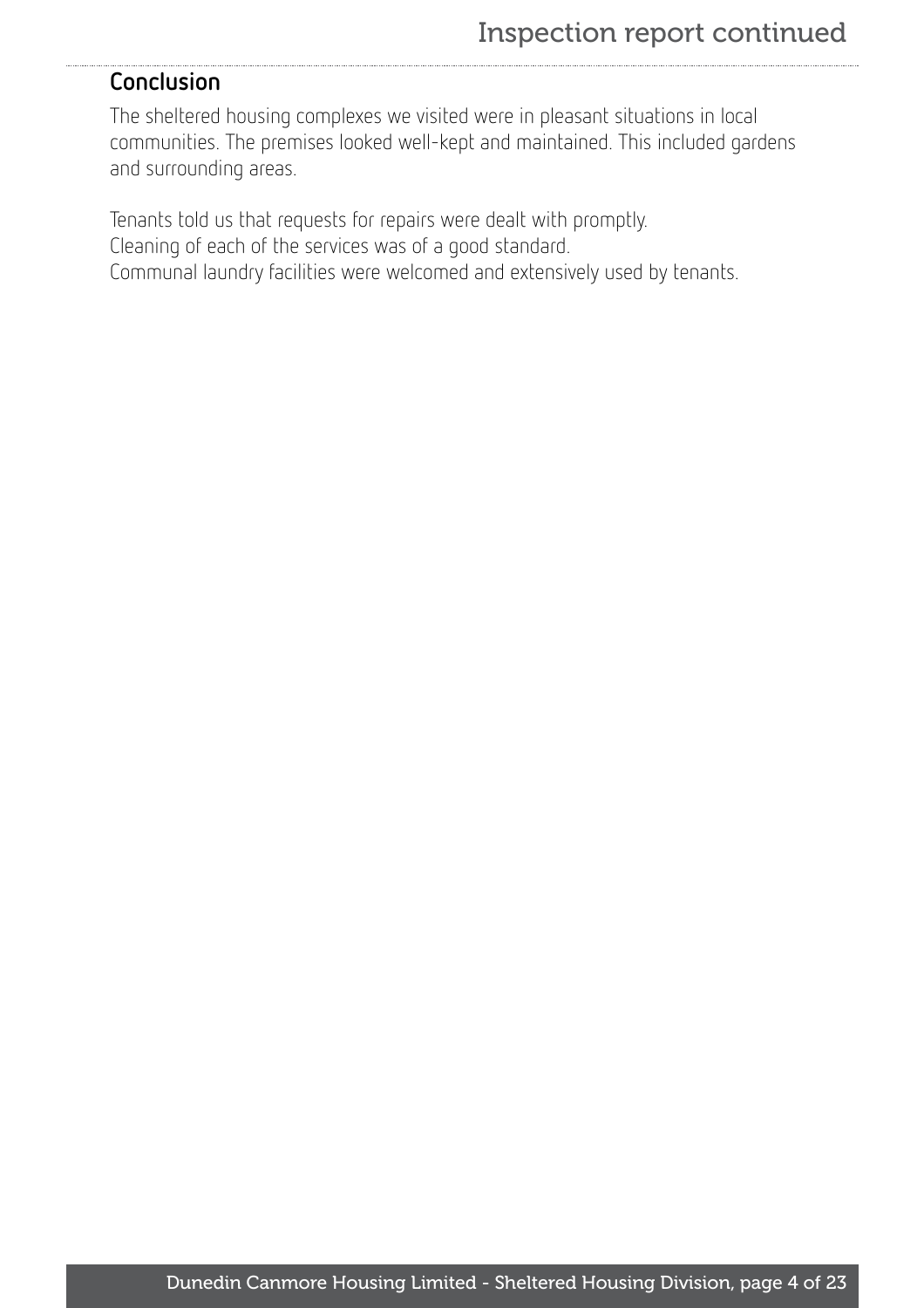## Conclusion

The sheltered housing complexes we visited were in pleasant situations in local communities. The premises looked well-kept and maintained. This included gardens and surrounding areas.

Tenants told us that requests for repairs were dealt with promptly.
Cleaning of each of the services was of a good standard.
Communal laundry facilities were welcomed and extensively used by tenants.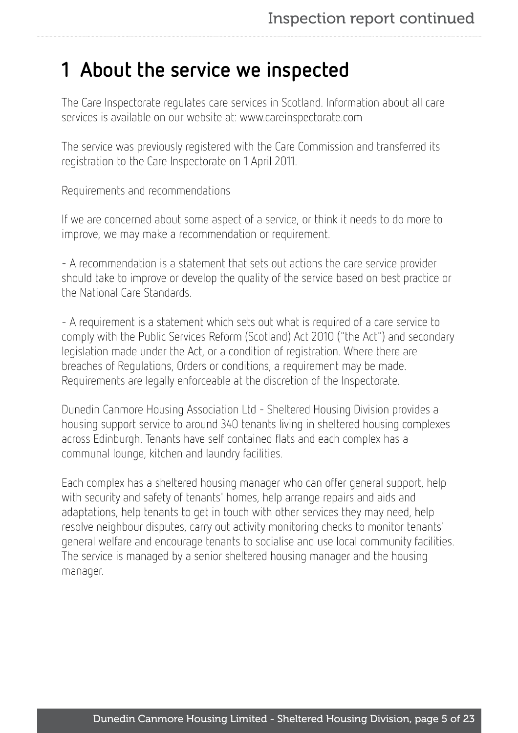# 1 About the service we inspected

The Care Inspectorate regulates care services in Scotland. Information about all care services is available on our website at: www.careinspectorate.com

The service was previously registered with the Care Commission and transferred its registration to the Care Inspectorate on 1 April 2011.

Requirements and recommendations

If we are concerned about some aspect of a service, or think it needs to do more to improve, we may make a recommendation or requirement.

- A recommendation is a statement that sets out actions the care service provider should take to improve or develop the quality of the service based on best practice or the National Care Standards.

- A requirement is a statement which sets out what is required of a care service to comply with the Public Services Reform (Scotland) Act 2010 ("the Act") and secondary legislation made under the Act, or a condition of registration. Where there are breaches of Regulations, Orders or conditions, a requirement may be made. Requirements are legally enforceable at the discretion of the Inspectorate.

Dunedin Canmore Housing Association Ltd - Sheltered Housing Division provides a housing support service to around 340 tenants living in sheltered housing complexes across Edinburgh. Tenants have self contained flats and each complex has a communal lounge, kitchen and laundry facilities.

Each complex has a sheltered housing manager who can offer general support, help with security and safety of tenants' homes, help arrange repairs and aids and adaptations, help tenants to get in touch with other services they may need, help resolve neighbour disputes, carry out activity monitoring checks to monitor tenants' general welfare and encourage tenants to socialise and use local community facilities. The service is managed by a senior sheltered housing manager and the housing manager.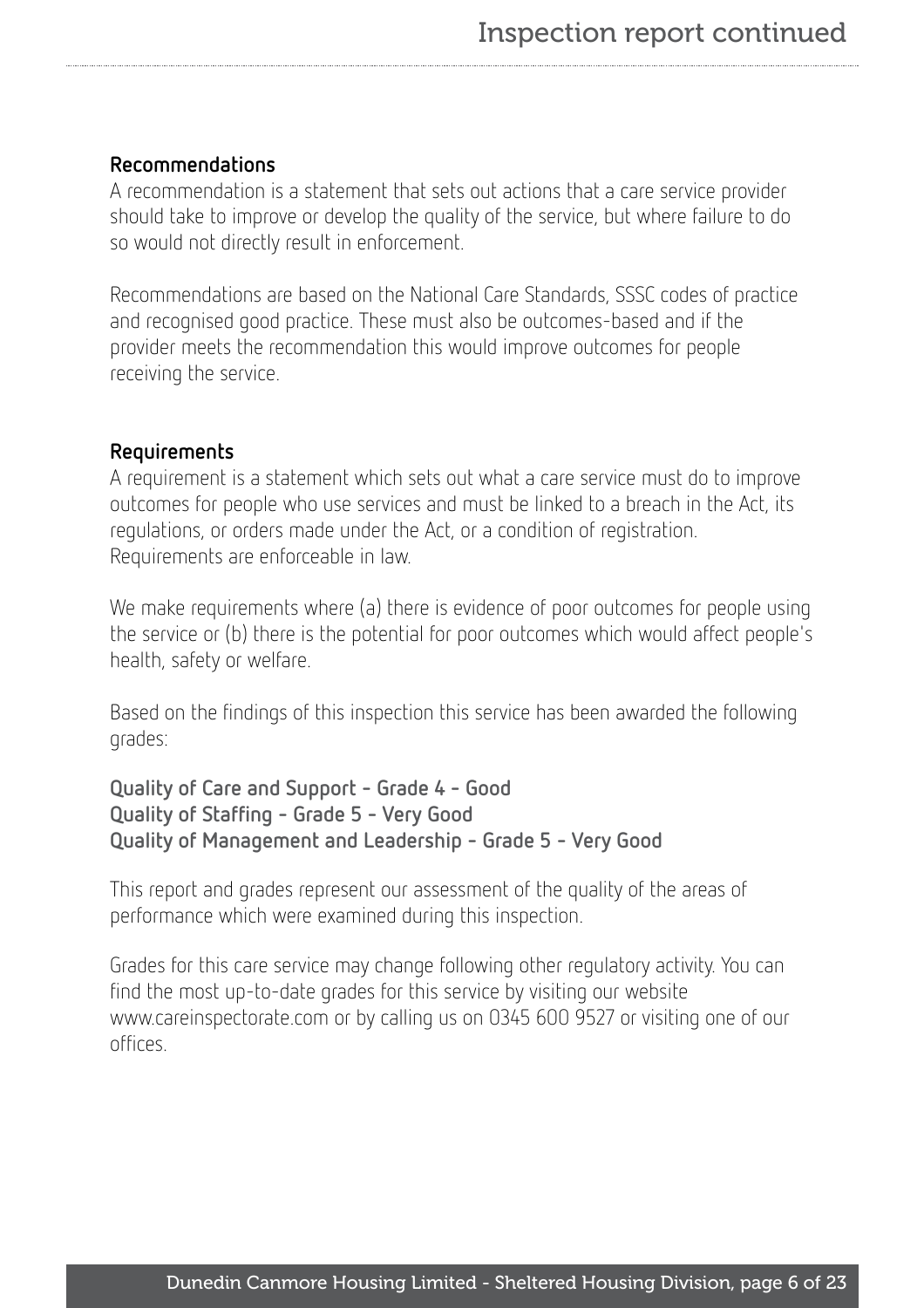### Recommendations

A recommendation is a statement that sets out actions that a care service provider should take to improve or develop the quality of the service, but where failure to do so would not directly result in enforcement.

Recommendations are based on the National Care Standards, SSSC codes of practice and recognised good practice. These must also be outcomes-based and if the provider meets the recommendation this would improve outcomes for people receiving the service.

### Requirements

A requirement is a statement which sets out what a care service must do to improve outcomes for people who use services and must be linked to a breach in the Act, its regulations, or orders made under the Act, or a condition of registration. Requirements are enforceable in law.

We make requirements where (a) there is evidence of poor outcomes for people using the service or (b) there is the potential for poor outcomes which would affect people's health, safety or welfare.

Based on the findings of this inspection this service has been awarded the following grades:

**Quality of Care and Support - Grade 4 - Good**
**Quality of Staffing - Grade 5 - Very Good**
**Quality of Management and Leadership - Grade 5 - Very Good**

This report and grades represent our assessment of the quality of the areas of performance which were examined during this inspection.

Grades for this care service may change following other regulatory activity. You can find the most up-to-date grades for this service by visiting our website www.careinspectorate.com or by calling us on 0345 600 9527 or visiting one of our offices.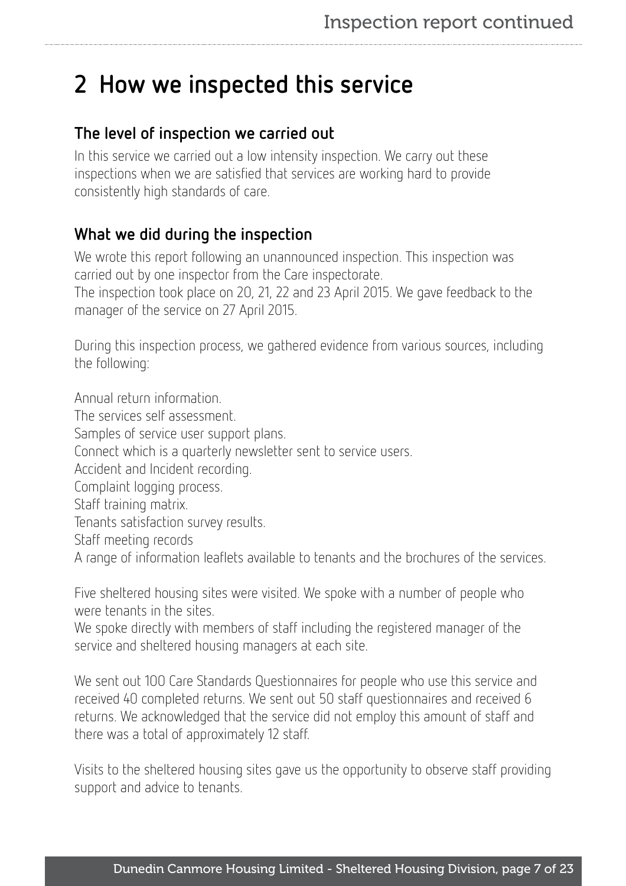## 2 How we inspected this service

### The level of inspection we carried out

In this service we carried out a low intensity inspection. We carry out these inspections when we are satisfied that services are working hard to provide consistently high standards of care.

### What we did during the inspection

We wrote this report following an unannounced inspection. This inspection was carried out by one inspector from the Care inspectorate.
The inspection took place on 20, 21, 22 and 23 April 2015. We gave feedback to the manager of the service on 27 April 2015.

During this inspection process, we gathered evidence from various sources, including the following:

Annual return information.
The services self assessment.
Samples of service user support plans.
Connect which is a quarterly newsletter sent to service users.
Accident and Incident recording.
Complaint logging process.
Staff training matrix.
Tenants satisfaction survey results.
Staff meeting records
A range of information leaflets available to tenants and the brochures of the services.

Five sheltered housing sites were visited. We spoke with a number of people who were tenants in the sites.
We spoke directly with members of staff including the registered manager of the service and sheltered housing managers at each site.

We sent out 100 Care Standards Questionnaires for people who use this service and received 40 completed returns. We sent out 50 staff questionnaires and received 6 returns. We acknowledged that the service did not employ this amount of staff and there was a total of approximately 12 staff.

Visits to the sheltered housing sites gave us the opportunity to observe staff providing support and advice to tenants.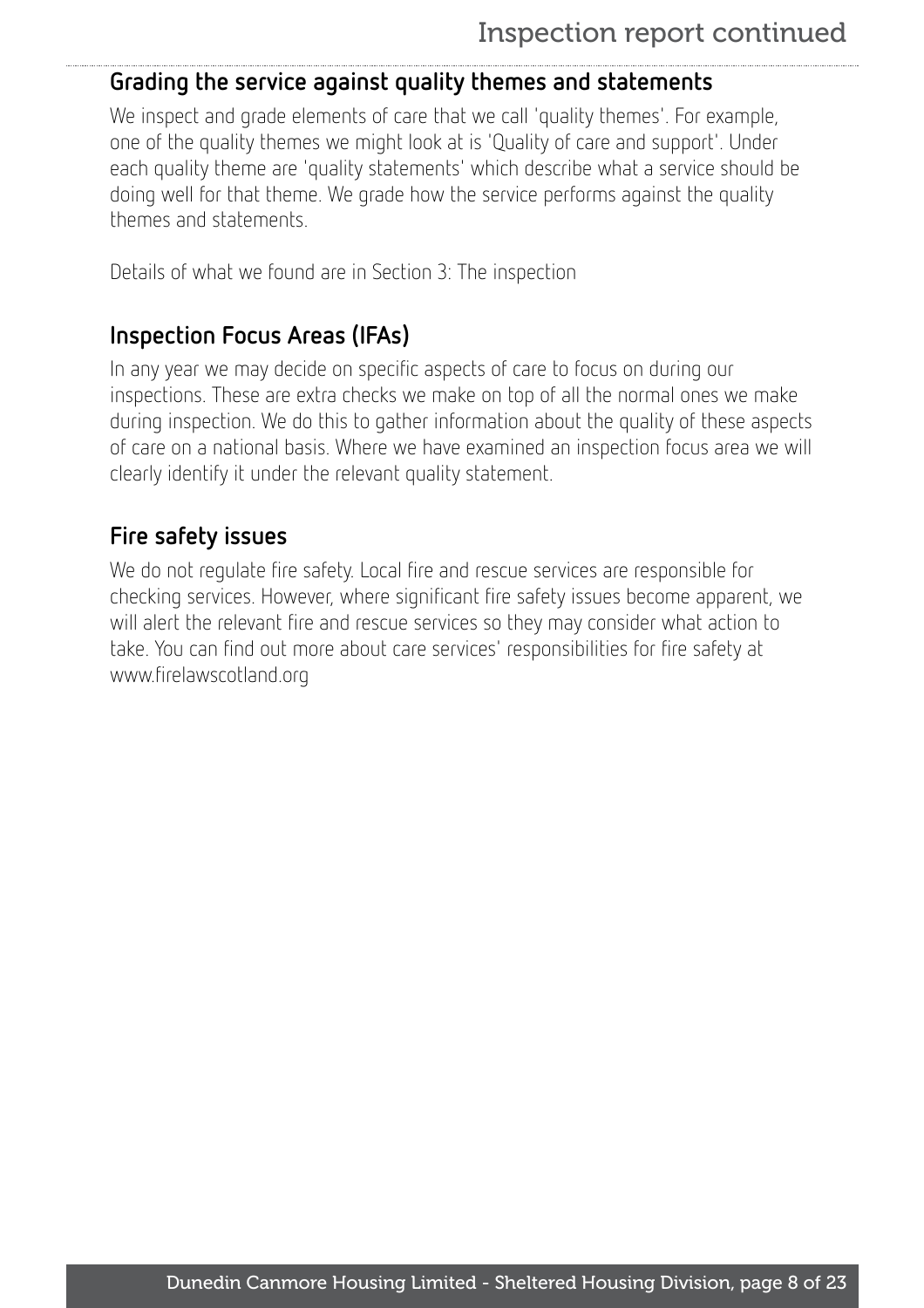## Grading the service against quality themes and statements

We inspect and grade elements of care that we call 'quality themes'. For example, one of the quality themes we might look at is 'Quality of care and support'. Under each quality theme are 'quality statements' which describe what a service should be doing well for that theme. We grade how the service performs against the quality themes and statements.

Details of what we found are in Section 3: The inspection

## Inspection Focus Areas (IFAs)

In any year we may decide on specific aspects of care to focus on during our inspections. These are extra checks we make on top of all the normal ones we make during inspection. We do this to gather information about the quality of these aspects of care on a national basis. Where we have examined an inspection focus area we will clearly identify it under the relevant quality statement.

## Fire safety issues

We do not regulate fire safety. Local fire and rescue services are responsible for checking services. However, where significant fire safety issues become apparent, we will alert the relevant fire and rescue services so they may consider what action to take. You can find out more about care services' responsibilities for fire safety at www.firelawscotland.org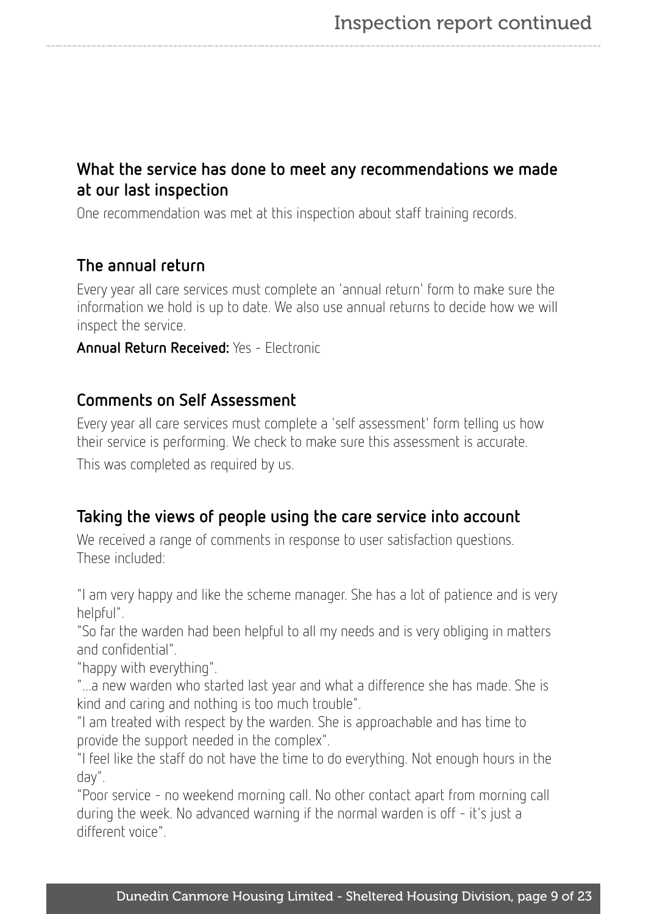## What the service has done to meet any recommendations we made at our last inspection

One recommendation was met at this inspection about staff training records.

## The annual return

Every year all care services must complete an 'annual return' form to make sure the information we hold is up to date. We also use annual returns to decide how we will inspect the service.

**Annual Return Received:** Yes - Electronic

## Comments on Self Assessment

Every year all care services must complete a 'self assessment' form telling us how their service is performing. We check to make sure this assessment is accurate.

This was completed as required by us.

## Taking the views of people using the care service into account

We received a range of comments in response to user satisfaction questions. These included:

"I am very happy and like the scheme manager. She has a lot of patience and is very helpful".
"So far the warden had been helpful to all my needs and is very obliging in matters and confidential".
"happy with everything".
"...a new warden who started last year and what a difference she has made. She is kind and caring and nothing is too much trouble".
"I am treated with respect by the warden. She is approachable and has time to provide the support needed in the complex".
"I feel like the staff do not have the time to do everything. Not enough hours in the day".
"Poor service - no weekend morning call. No other contact apart from morning call during the week. No advanced warning if the normal warden is off - it's just a different voice".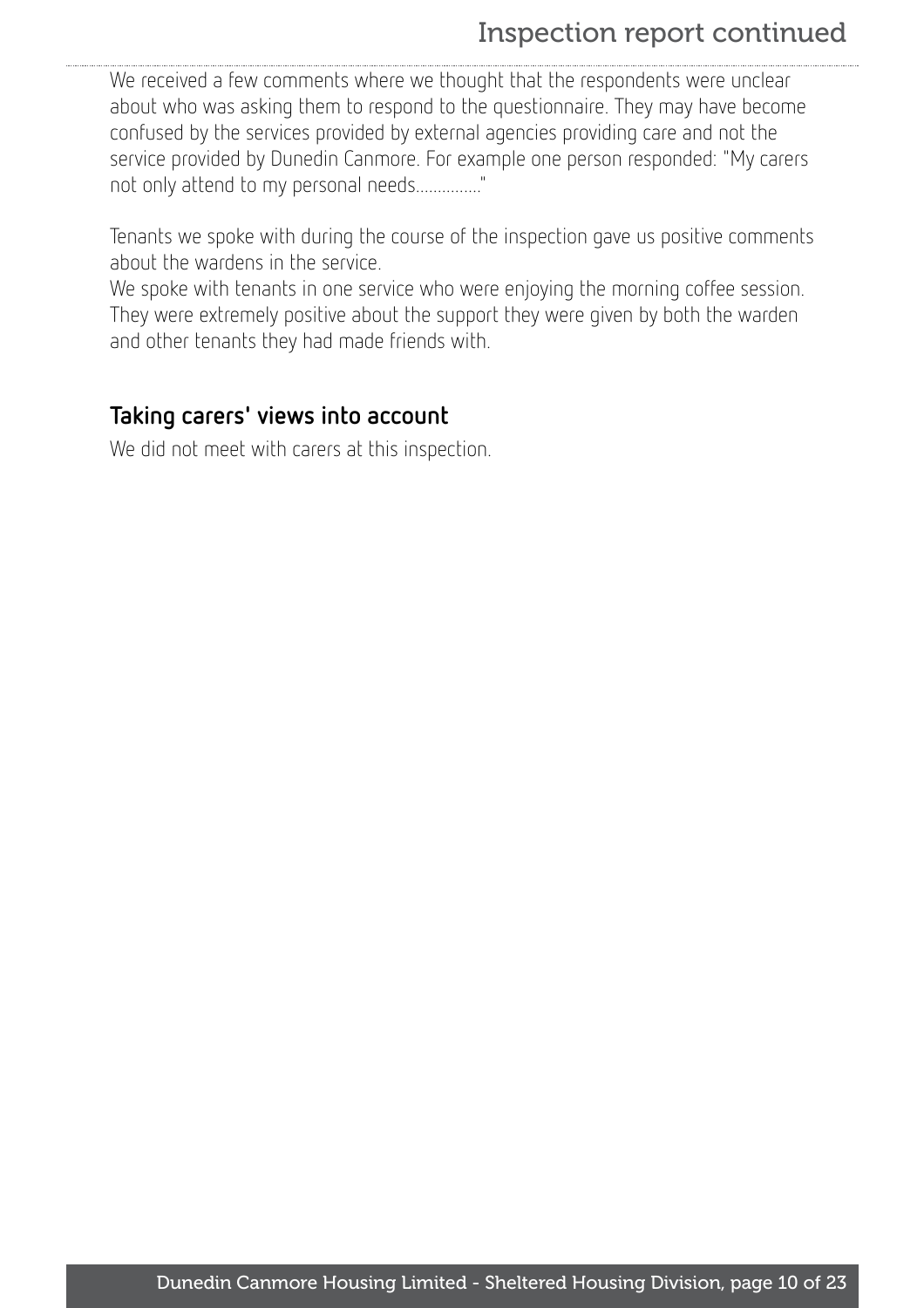We received a few comments where we thought that the respondents were unclear about who was asking them to respond to the questionnaire. They may have become confused by the services provided by external agencies providing care and not the service provided by Dunedin Canmore. For example one person responded: "My carers not only attend to my personal needs.............."

Tenants we spoke with during the course of the inspection gave us positive comments about the wardens in the service.
We spoke with tenants in one service who were enjoying the morning coffee session. They were extremely positive about the support they were given by both the warden and other tenants they had made friends with.

### Taking carers' views into account

We did not meet with carers at this inspection.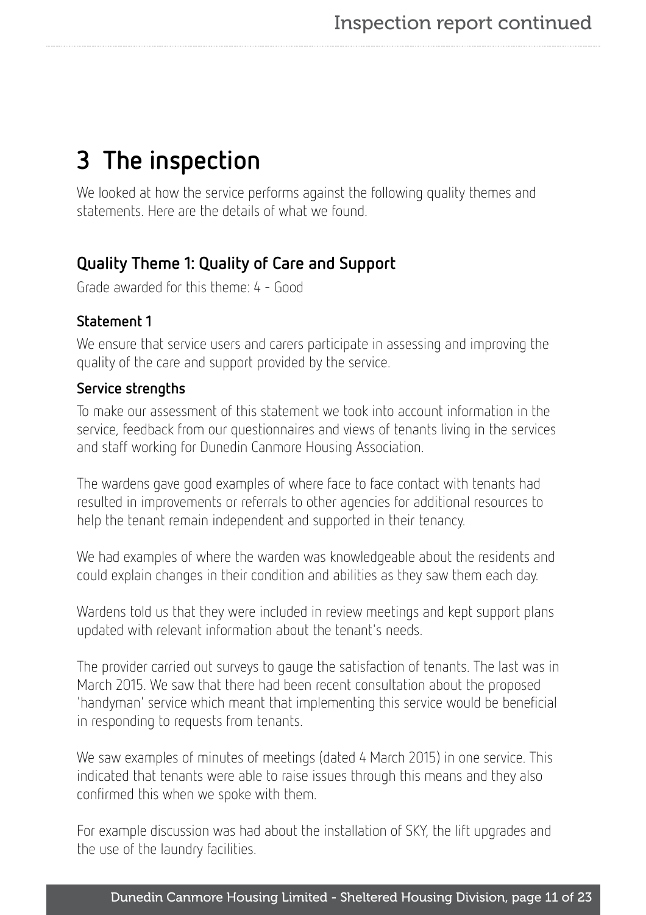# 3 The inspection

We looked at how the service performs against the following quality themes and statements. Here are the details of what we found.

## Quality Theme 1: Quality of Care and Support

Grade awarded for this theme: 4 - Good

### Statement 1

We ensure that service users and carers participate in assessing and improving the quality of the care and support provided by the service.

### Service strengths

To make our assessment of this statement we took into account information in the service, feedback from our questionnaires and views of tenants living in the services and staff working for Dunedin Canmore Housing Association.

The wardens gave good examples of where face to face contact with tenants had resulted in improvements or referrals to other agencies for additional resources to help the tenant remain independent and supported in their tenancy.

We had examples of where the warden was knowledgeable about the residents and could explain changes in their condition and abilities as they saw them each day.

Wardens told us that they were included in review meetings and kept support plans updated with relevant information about the tenant's needs.

The provider carried out surveys to gauge the satisfaction of tenants. The last was in March 2015. We saw that there had been recent consultation about the proposed 'handyman' service which meant that implementing this service would be beneficial in responding to requests from tenants.

We saw examples of minutes of meetings (dated 4 March 2015) in one service. This indicated that tenants were able to raise issues through this means and they also confirmed this when we spoke with them.

For example discussion was had about the installation of SKY, the lift upgrades and the use of the laundry facilities.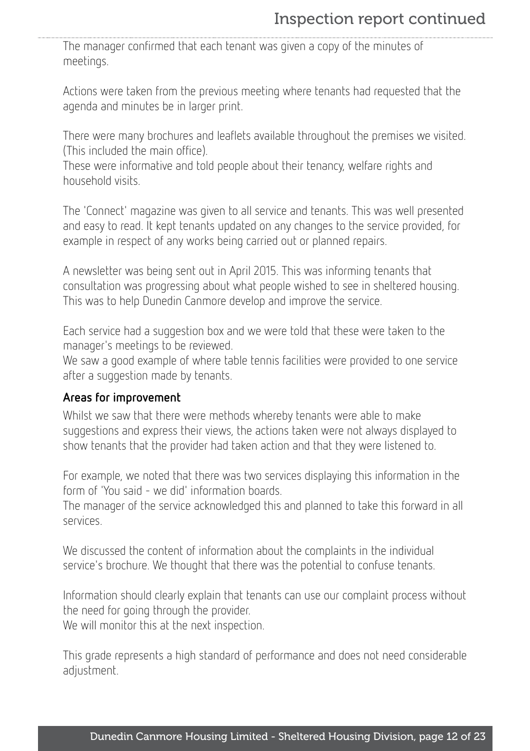The manager confirmed that each tenant was given a copy of the minutes of meetings.

Actions were taken from the previous meeting where tenants had requested that the agenda and minutes be in larger print.

There were many brochures and leaflets available throughout the premises we visited. (This included the main office).
These were informative and told people about their tenancy, welfare rights and household visits.

The 'Connect' magazine was given to all service and tenants. This was well presented and easy to read. It kept tenants updated on any changes to the service provided, for example in respect of any works being carried out or planned repairs.

A newsletter was being sent out in April 2015. This was informing tenants that consultation was progressing about what people wished to see in sheltered housing. This was to help Dunedin Canmore develop and improve the service.

Each service had a suggestion box and we were told that these were taken to the manager's meetings to be reviewed.
We saw a good example of where table tennis facilities were provided to one service after a suggestion made by tenants.

**Areas for improvement**

Whilst we saw that there were methods whereby tenants were able to make suggestions and express their views, the actions taken were not always displayed to show tenants that the provider had taken action and that they were listened to.

For example, we noted that there was two services displaying this information in the form of 'You said - we did' information boards.
The manager of the service acknowledged this and planned to take this forward in all services.

We discussed the content of information about the complaints in the individual service's brochure. We thought that there was the potential to confuse tenants.

Information should clearly explain that tenants can use our complaint process without the need for going through the provider.
We will monitor this at the next inspection.

This grade represents a high standard of performance and does not need considerable adjustment.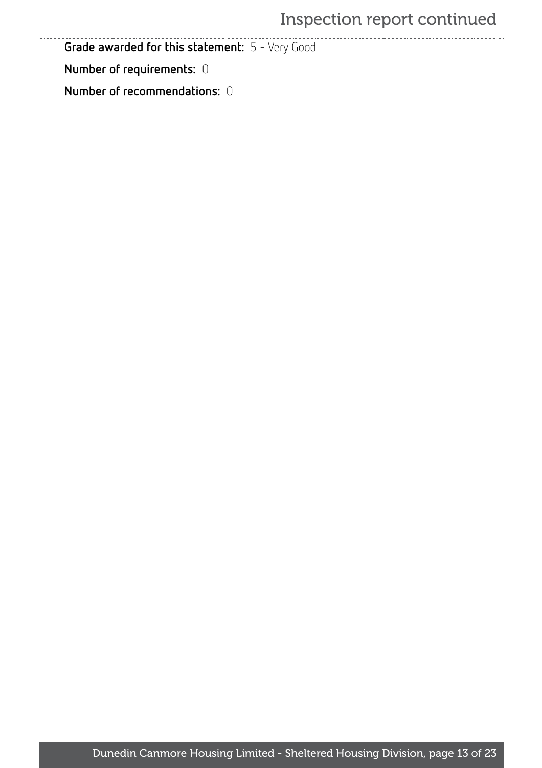**Grade awarded for this statement:** 5 - Very Good

**Number of requirements:** 0

**Number of recommendations:** 0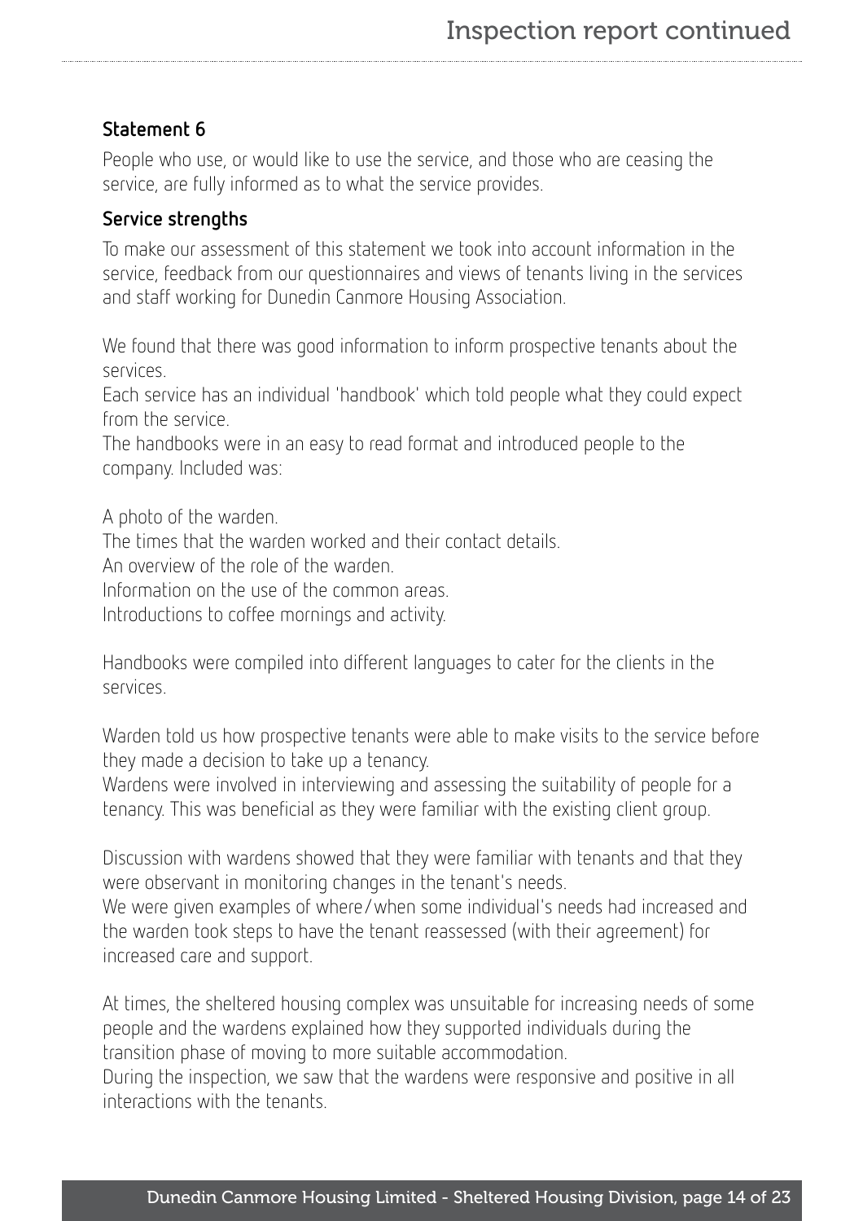### Statement 6

People who use, or would like to use the service, and those who are ceasing the service, are fully informed as to what the service provides.

#### Service strengths

To make our assessment of this statement we took into account information in the service, feedback from our questionnaires and views of tenants living in the services and staff working for Dunedin Canmore Housing Association.

We found that there was good information to inform prospective tenants about the services.
Each service has an individual 'handbook' which told people what they could expect from the service.
The handbooks were in an easy to read format and introduced people to the company. Included was:

A photo of the warden.
The times that the warden worked and their contact details.
An overview of the role of the warden.
Information on the use of the common areas.
Introductions to coffee mornings and activity.

Handbooks were compiled into different languages to cater for the clients in the services.

Warden told us how prospective tenants were able to make visits to the service before they made a decision to take up a tenancy.
Wardens were involved in interviewing and assessing the suitability of people for a tenancy. This was beneficial as they were familiar with the existing client group.

Discussion with wardens showed that they were familiar with tenants and that they were observant in monitoring changes in the tenant's needs.
We were given examples of where/when some individual's needs had increased and the warden took steps to have the tenant reassessed (with their agreement) for increased care and support.

At times, the sheltered housing complex was unsuitable for increasing needs of some people and the wardens explained how they supported individuals during the transition phase of moving to more suitable accommodation.
During the inspection, we saw that the wardens were responsive and positive in all interactions with the tenants.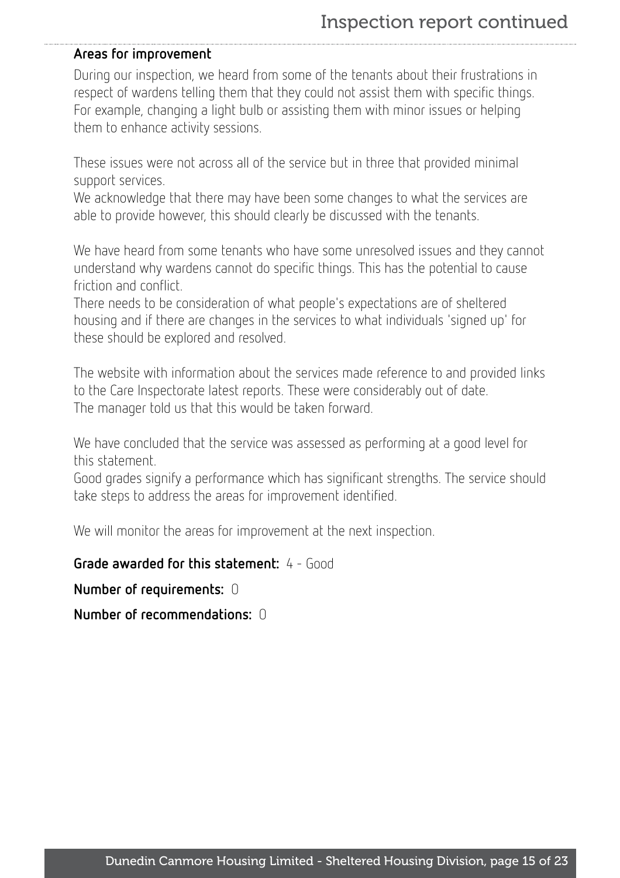### Areas for improvement

During our inspection, we heard from some of the tenants about their frustrations in respect of wardens telling them that they could not assist them with specific things. For example, changing a light bulb or assisting them with minor issues or helping them to enhance activity sessions.

These issues were not across all of the service but in three that provided minimal support services.
We acknowledge that there may have been some changes to what the services are able to provide however, this should clearly be discussed with the tenants.

We have heard from some tenants who have some unresolved issues and they cannot understand why wardens cannot do specific things. This has the potential to cause friction and conflict.
There needs to be consideration of what people's expectations are of sheltered housing and if there are changes in the services to what individuals 'signed up' for these should be explored and resolved.

The website with information about the services made reference to and provided links to the Care Inspectorate latest reports. These were considerably out of date.
The manager told us that this would be taken forward.

We have concluded that the service was assessed as performing at a good level for this statement.
Good grades signify a performance which has significant strengths. The service should take steps to address the areas for improvement identified.

We will monitor the areas for improvement at the next inspection.

**Grade awarded for this statement:** 4 - Good

**Number of requirements:** 0

**Number of recommendations:** 0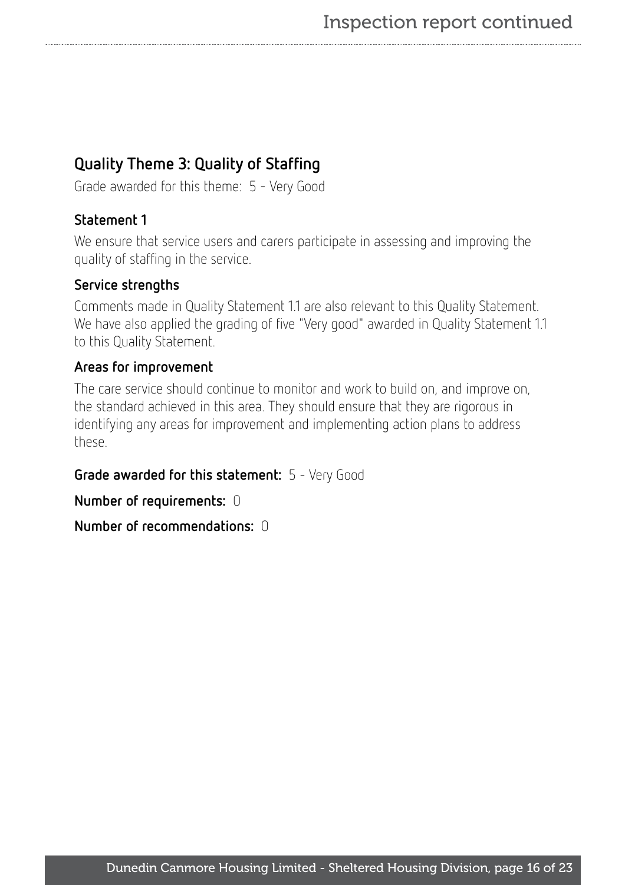## Quality Theme 3: Quality of Staffing

Grade awarded for this theme: 5 - Very Good

### Statement 1

We ensure that service users and carers participate in assessing and improving the quality of staffing in the service.

### Service strengths

Comments made in Quality Statement 1.1 are also relevant to this Quality Statement. We have also applied the grading of five "Very good" awarded in Quality Statement 1.1 to this Quality Statement.

### Areas for improvement

The care service should continue to monitor and work to build on, and improve on, the standard achieved in this area. They should ensure that they are rigorous in identifying any areas for improvement and implementing action plans to address these.

**Grade awarded for this statement:** 5 - Very Good

**Number of requirements:** 0

**Number of recommendations:** 0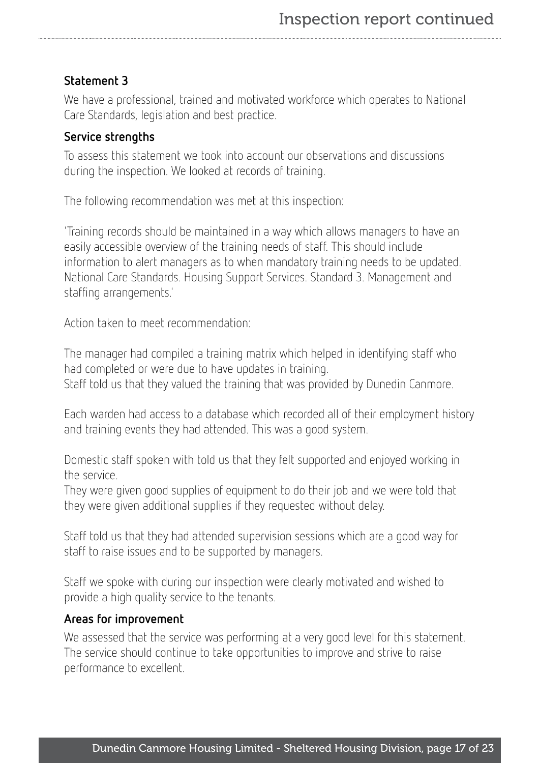### Statement 3

We have a professional, trained and motivated workforce which operates to National Care Standards, legislation and best practice.

#### Service strengths

To assess this statement we took into account our observations and discussions during the inspection. We looked at records of training.

The following recommendation was met at this inspection:

'Training records should be maintained in a way which allows managers to have an easily accessible overview of the training needs of staff. This should include information to alert managers as to when mandatory training needs to be updated. National Care Standards. Housing Support Services. Standard 3. Management and staffing arrangements.'

Action taken to meet recommendation:

The manager had compiled a training matrix which helped in identifying staff who had completed or were due to have updates in training.
Staff told us that they valued the training that was provided by Dunedin Canmore.

Each warden had access to a database which recorded all of their employment history and training events they had attended. This was a good system.

Domestic staff spoken with told us that they felt supported and enjoyed working in the service.
They were given good supplies of equipment to do their job and we were told that they were given additional supplies if they requested without delay.

Staff told us that they had attended supervision sessions which are a good way for staff to raise issues and to be supported by managers.

Staff we spoke with during our inspection were clearly motivated and wished to provide a high quality service to the tenants.

#### Areas for improvement

We assessed that the service was performing at a very good level for this statement. The service should continue to take opportunities to improve and strive to raise performance to excellent.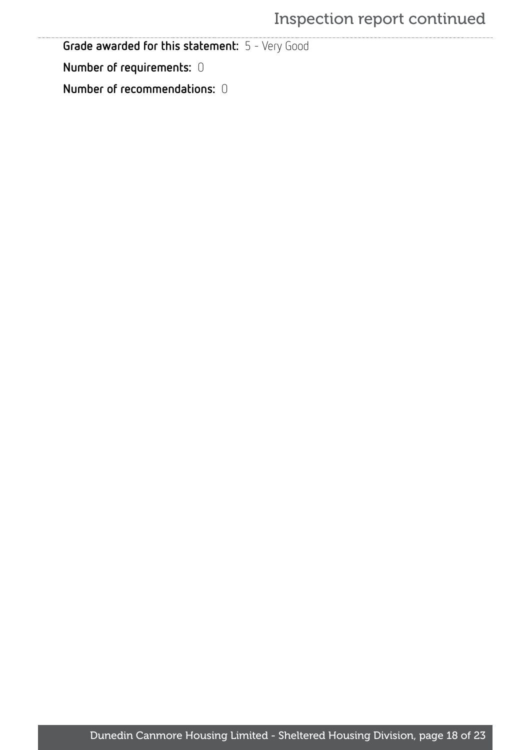**Grade awarded for this statement:** 5 - Very Good

**Number of requirements:** 0

**Number of recommendations:** 0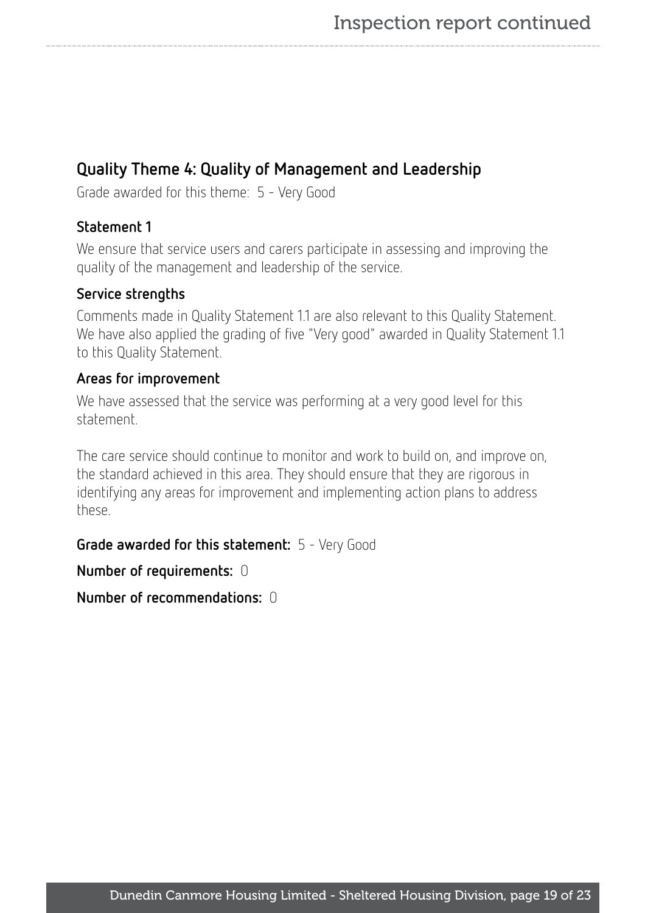## Quality Theme 4: Quality of Management and Leadership

Grade awarded for this theme: 5 - Very Good

### Statement 1

We ensure that service users and carers participate in assessing and improving the quality of the management and leadership of the service.

### Service strengths

Comments made in Quality Statement 1.1 are also relevant to this Quality Statement. We have also applied the grading of five "Very good" awarded in Quality Statement 1.1 to this Quality Statement.

### Areas for improvement

We have assessed that the service was performing at a very good level for this statement.

The care service should continue to monitor and work to build on, and improve on, the standard achieved in this area. They should ensure that they are rigorous in identifying any areas for improvement and implementing action plans to address these.

**Grade awarded for this statement:** 5 - Very Good

**Number of requirements:** 0

**Number of recommendations:** 0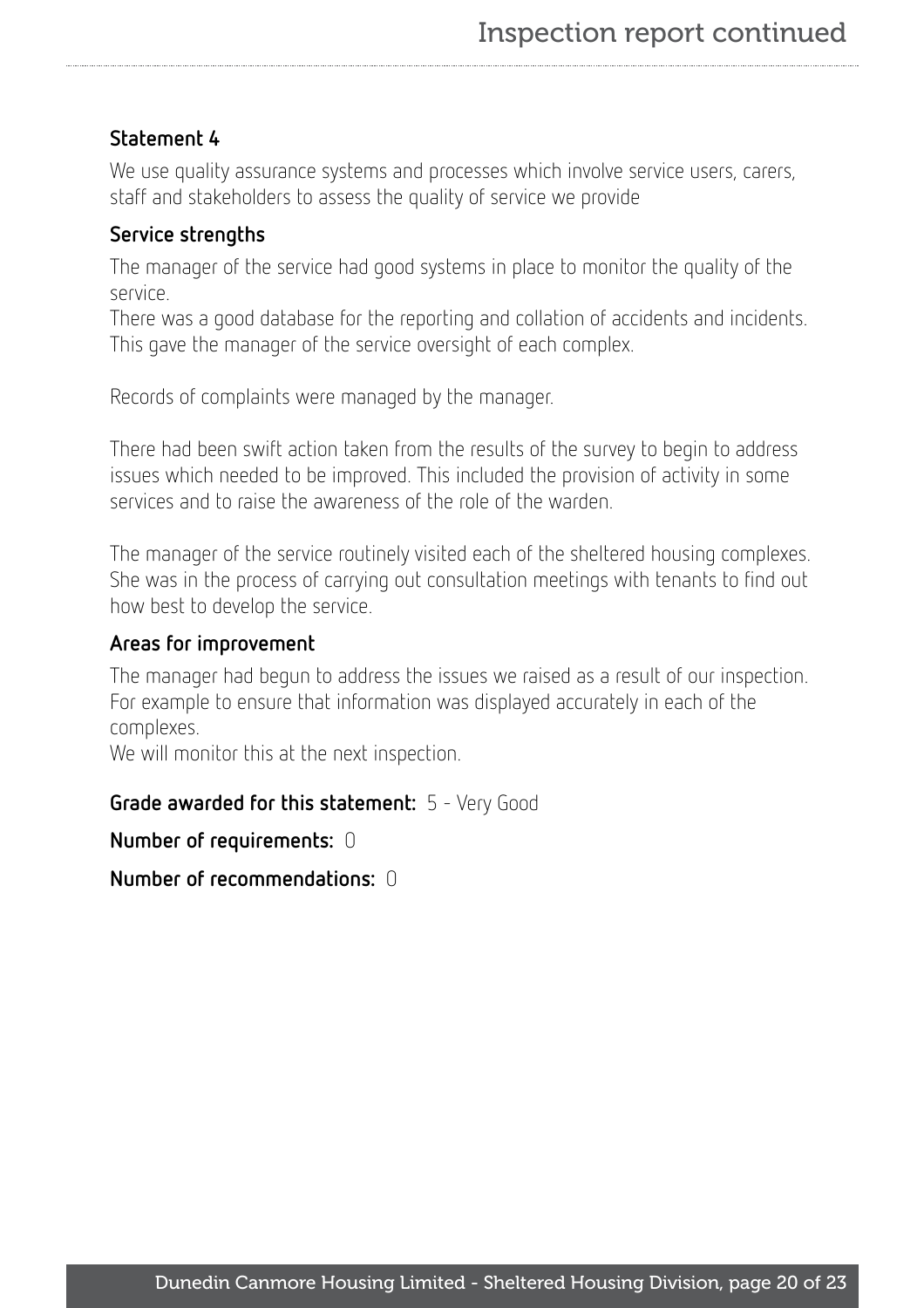### Statement 4

We use quality assurance systems and processes which involve service users, carers, staff and stakeholders to assess the quality of service we provide

#### Service strengths

The manager of the service had good systems in place to monitor the quality of the service.
There was a good database for the reporting and collation of accidents and incidents. This gave the manager of the service oversight of each complex.

Records of complaints were managed by the manager.

There had been swift action taken from the results of the survey to begin to address issues which needed to be improved. This included the provision of activity in some services and to raise the awareness of the role of the warden.

The manager of the service routinely visited each of the sheltered housing complexes. She was in the process of carrying out consultation meetings with tenants to find out how best to develop the service.

#### Areas for improvement

The manager had begun to address the issues we raised as a result of our inspection. For example to ensure that information was displayed accurately in each of the complexes.
We will monitor this at the next inspection.

**Grade awarded for this statement:** 5 - Very Good

**Number of requirements:** 0

**Number of recommendations:** 0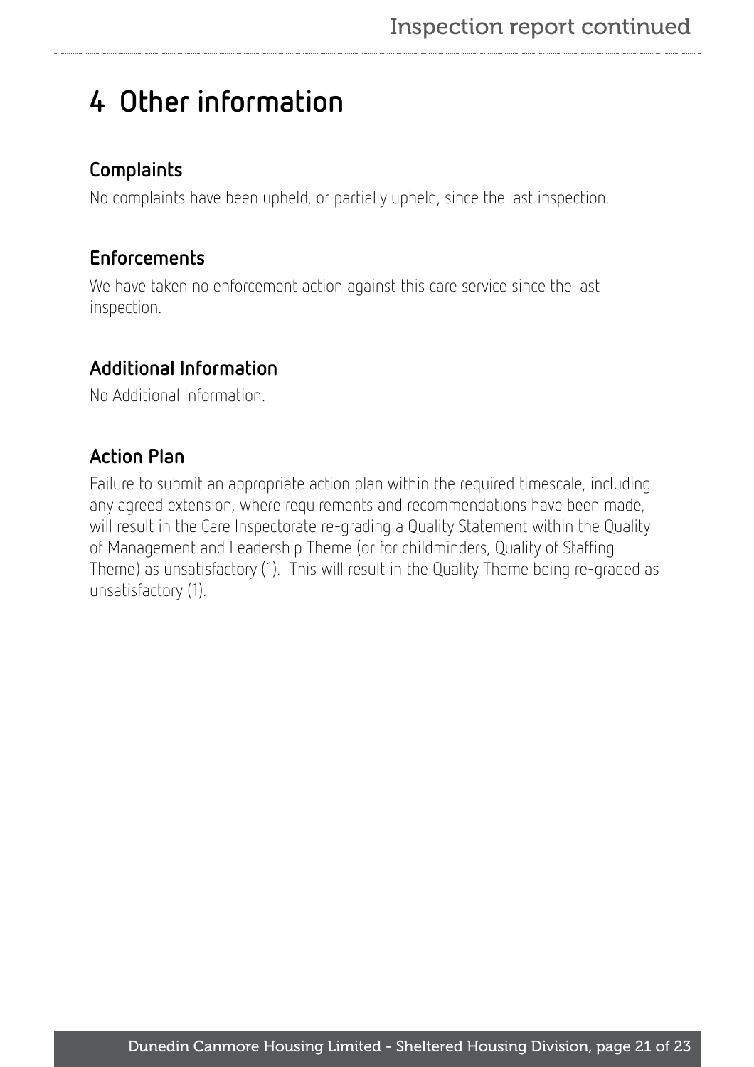# 4 Other information

## Complaints

No complaints have been upheld, or partially upheld, since the last inspection.

## Enforcements

We have taken no enforcement action against this care service since the last inspection.

## Additional Information

No Additional Information.

## Action Plan

Failure to submit an appropriate action plan within the required timescale, including any agreed extension, where requirements and recommendations have been made, will result in the Care Inspectorate re-grading a Quality Statement within the Quality of Management and Leadership Theme (or for childminders, Quality of Staffing Theme) as unsatisfactory (1). This will result in the Quality Theme being re-graded as unsatisfactory (1).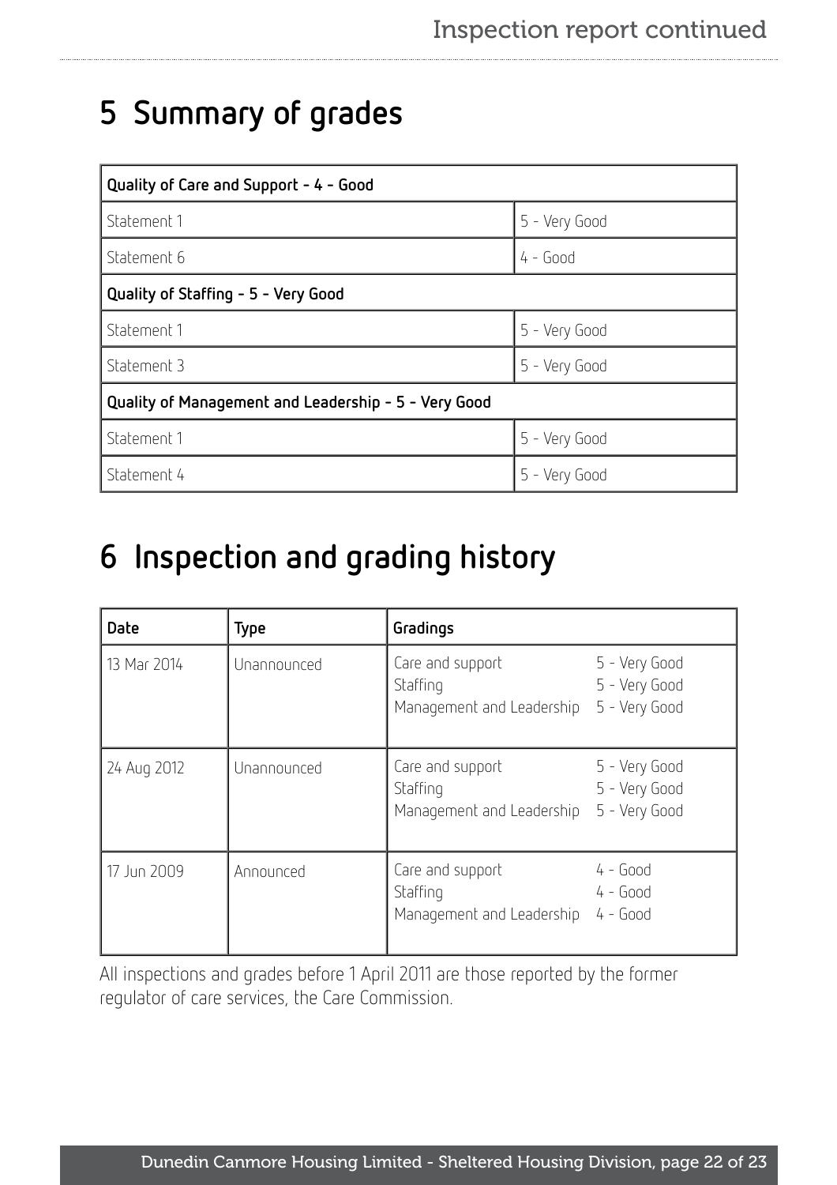## 5 Summary of grades

| Quality of Care and Support - 4 - Good | |
|---|---|
| Statement 1 | 5 - Very Good |
| Statement 6 | 4 - Good |
| **Quality of Staffing - 5 - Very Good** | |
| Statement 1 | 5 - Very Good |
| Statement 3 | 5 - Very Good |
| **Quality of Management and Leadership - 5 - Very Good** | |
| Statement 1 | 5 - Very Good |
| Statement 4 | 5 - Very Good |

## 6 Inspection and grading history

| Date | Type | Gradings | |
|---|---|---|---|
| 13 Mar 2014 | Unannounced | Care and support<br>Staffing<br>Management and Leadership | 5 - Very Good<br>5 - Very Good<br>5 - Very Good |
| 24 Aug 2012 | Unannounced | Care and support<br>Staffing<br>Management and Leadership | 5 - Very Good<br>5 - Very Good<br>5 - Very Good |
| 17 Jun 2009 | Announced | Care and support<br>Staffing<br>Management and Leadership | 4 - Good<br>4 - Good<br>4 - Good |

All inspections and grades before 1 April 2011 are those reported by the former regulator of care services, the Care Commission.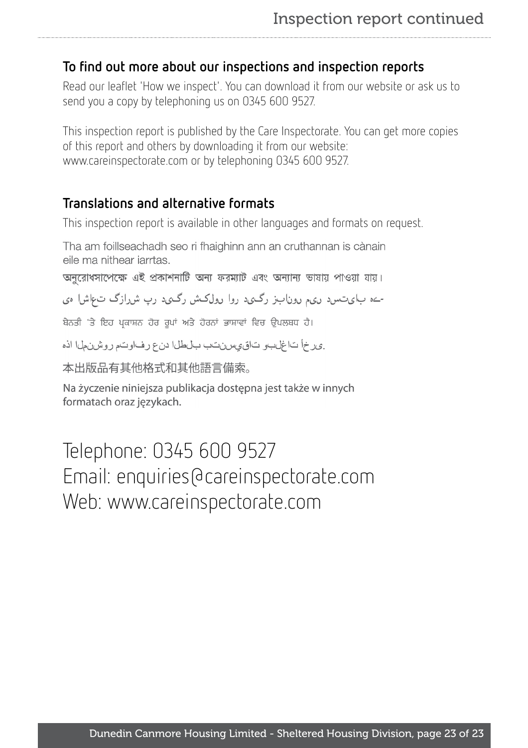## To find out more about our inspections and inspection reports

Read our leaflet 'How we inspect'. You can download it from our website or ask us to send you a copy by telephoning us on 0345 600 9527.

This inspection report is published by the Care Inspectorate. You can get more copies of this report and others by downloading it from our website: www.careinspectorate.com or by telephoning 0345 600 9527.

## Translations and alternative formats

This inspection report is available in other languages and formats on request.

Tha am foillseachadh seo ri fhaighinn ann an cruthannan is cànain eile ma nithear iarrtas.

অনুরোধসাপেক্ষে এই প্রকাশনাটি অন্য ফরম্যাট এবং অন্যান্য ভাষায় পাওয়া যায়।

یہ اشاعت درخواست کرنے پر دیگر شکلوں اور دیگر زبانوں میں دستیاب ہے۔

ਬੇਨਤੀ 'ਤੇ ਇਹ ਪ੍ਰਕਾਸ਼ਨ ਹੋਰ ਰੂਪਾਂ ਅਤੇ ਹੋਰਨਾਂ ਭਾਸ਼ਾਵਾਂ ਵਿਚ ਉਪਲਬਧ ਹੈ।

هذا المنشور متوافر عند الطلب بتنسيقات وبلغات أخرى.

本出版品有其他格式和其他語言備索。

Na życzenie niniejsza publikacja dostępna jest także w innych formatach oraz językach.

Telephone: 0345 600 9527
Email: enquiries@careinspectorate.com
Web: www.careinspectorate.com